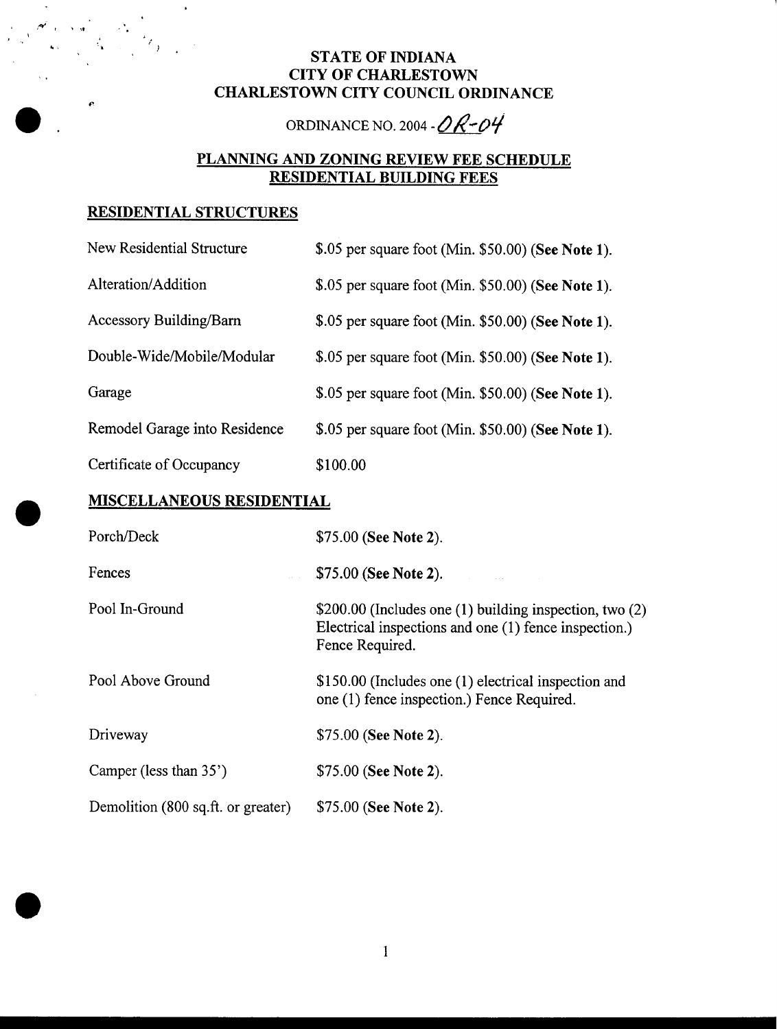**STATE OF INDIANA**
**CITY OF CHARLESTOWN**
**CHARLESTOWN CITY COUNCIL ORDINANCE**

ORDINANCE NO. 2004 - *OR-04*

## PLANNING AND ZONING REVIEW FEE SCHEDULE
## RESIDENTIAL BUILDING FEES

### RESIDENTIAL STRUCTURES

| | |
|---|---|
| New Residential Structure | $.05 per square foot (Min. $50.00) (**See Note 1**). |
| Alteration/Addition | $.05 per square foot (Min. $50.00) (**See Note 1**). |
| Accessory Building/Barn | $.05 per square foot (Min. $50.00) (**See Note 1**). |
| Double-Wide/Mobile/Modular | $.05 per square foot (Min. $50.00) (**See Note 1**). |
| Garage | $.05 per square foot (Min. $50.00) (**See Note 1**). |
| Remodel Garage into Residence | $.05 per square foot (Min. $50.00) (**See Note 1**). |
| Certificate of Occupancy | $100.00 |

### MISCELLANEOUS RESIDENTIAL

| | |
|---|---|
| Porch/Deck | $75.00 (**See Note 2**). |
| Fences | $75.00 (**See Note 2**). |
| Pool In-Ground | $200.00 (Includes one (1) building inspection, two (2) Electrical inspections and one (1) fence inspection.) Fence Required. |
| Pool Above Ground | $150.00 (Includes one (1) electrical inspection and one (1) fence inspection.) Fence Required. |
| Driveway | $75.00 (**See Note 2**). |
| Camper (less than 35') | $75.00 (**See Note 2**). |
| Demolition (800 sq.ft. or greater) | $75.00 (**See Note 2**). |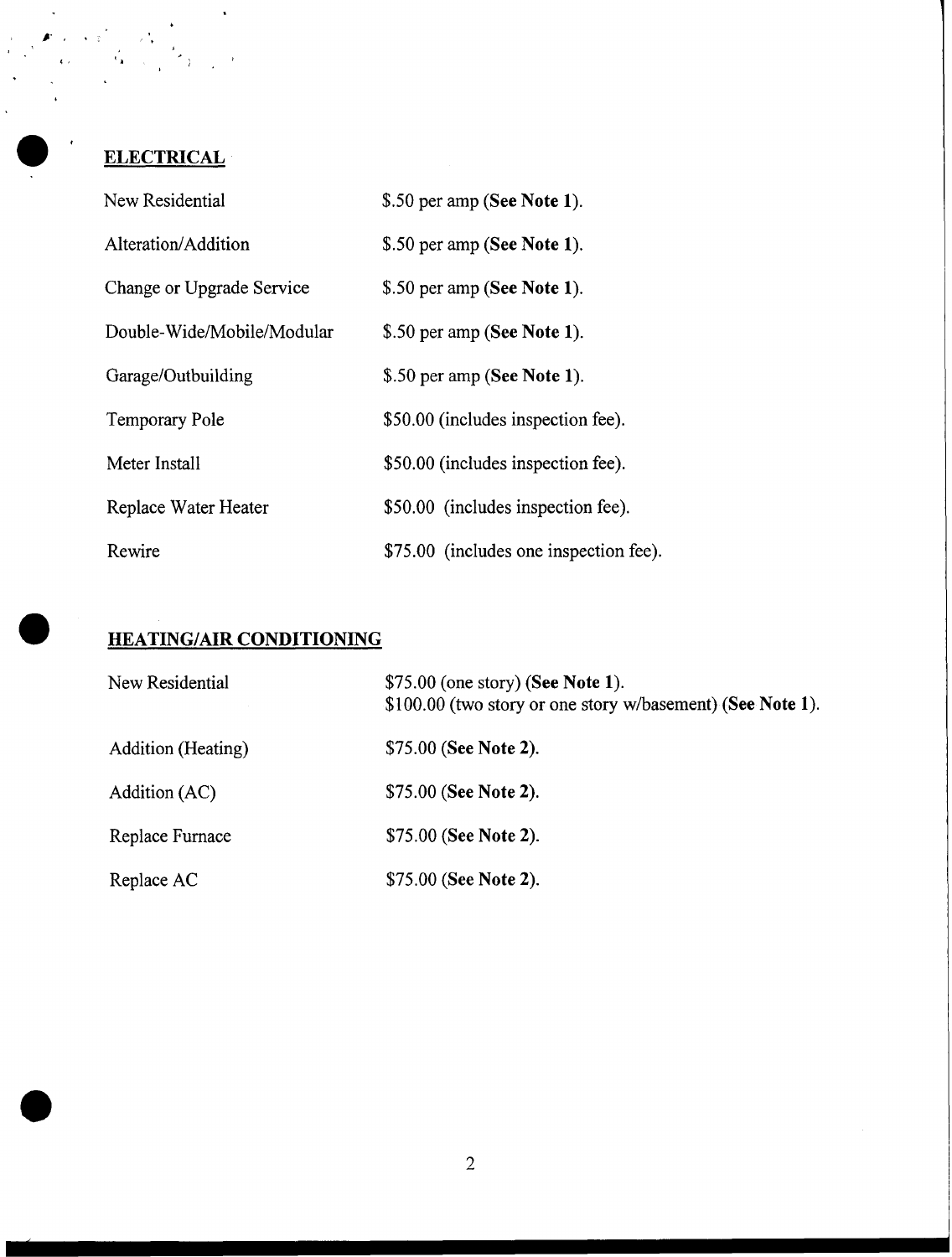## ELECTRICAL

| | |
|---|---|
| New Residential | $.50 per amp (**See Note 1**). |
| Alteration/Addition | $.50 per amp (**See Note 1**). |
| Change or Upgrade Service | $.50 per amp (**See Note 1**). |
| Double-Wide/Mobile/Modular | $.50 per amp (**See Note 1**). |
| Garage/Outbuilding | $.50 per amp (**See Note 1**). |
| Temporary Pole | $50.00 (includes inspection fee). |
| Meter Install | $50.00 (includes inspection fee). |
| Replace Water Heater | $50.00 (includes inspection fee). |
| Rewire | $75.00 (includes one inspection fee). |

## HEATING/AIR CONDITIONING

| | |
|---|---|
| New Residential | $75.00 (one story) (**See Note 1**).<br>$100.00 (two story or one story w/basement) (**See Note 1**). |
| Addition (Heating) | $75.00 (**See Note 2**). |
| Addition (AC) | $75.00 (**See Note 2**). |
| Replace Furnace | $75.00 (**See Note 2**). |
| Replace AC | $75.00 (**See Note 2**). |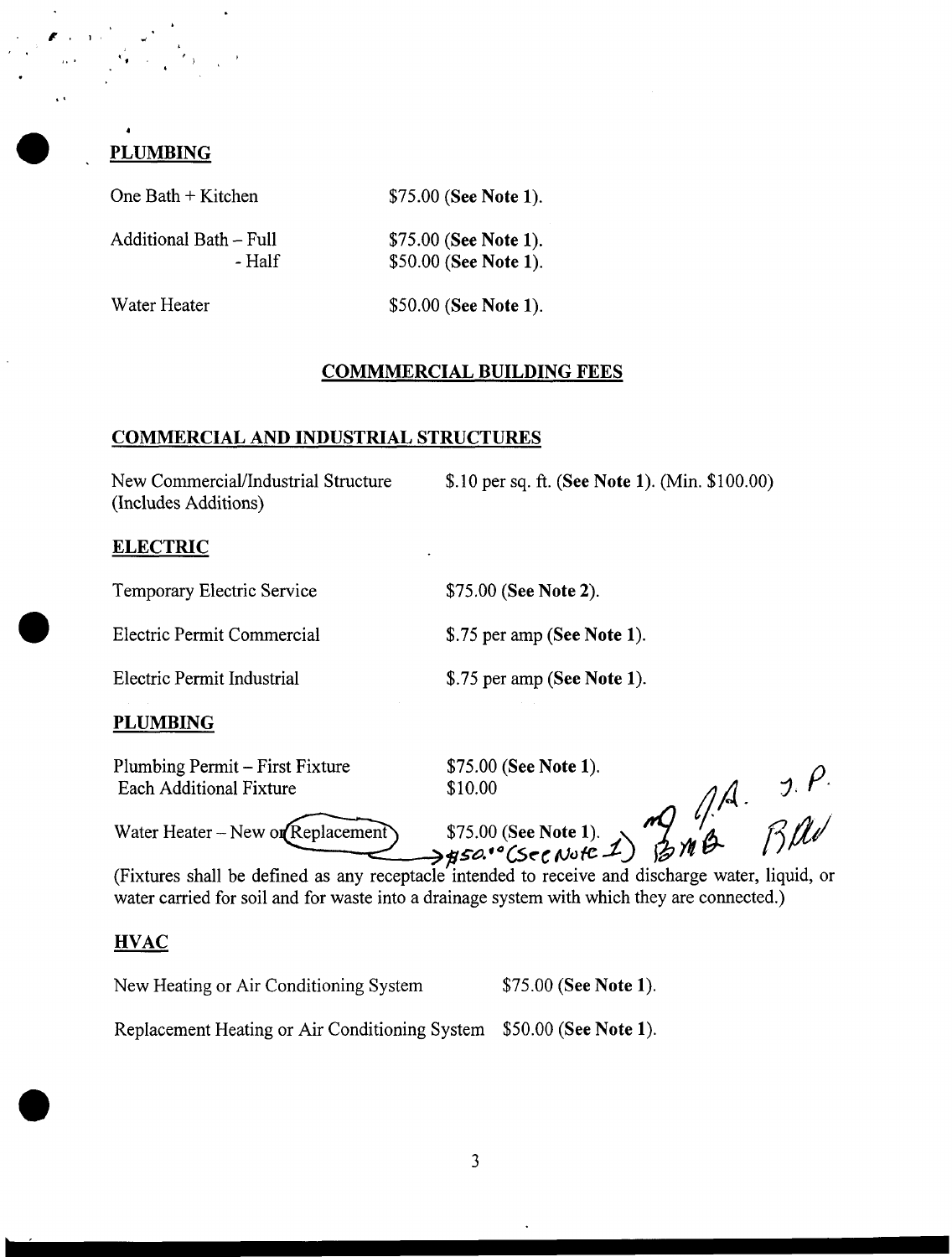**PLUMBING**

| | |
|---|---|
| One Bath + Kitchen | $75.00 (**See Note 1**). |
| Additional Bath – Full | $75.00 (**See Note 1**). |
| - Half | $50.00 (**See Note 1**). |
| Water Heater | $50.00 (**See Note 1**). |

## COMMMERCIAL BUILDING FEES

### COMMERCIAL AND INDUSTRIAL STRUCTURES

| | |
|---|---|
| New Commercial/Industrial Structure (Includes Additions) | $.10 per sq. ft. (**See Note 1**). (Min. $100.00) |

### ELECTRIC

| | |
|---|---|
| Temporary Electric Service | $75.00 (**See Note 2**). |
| Electric Permit Commercial | $.75 per amp (**See Note 1**). |
| Electric Permit Industrial | $.75 per amp (**See Note 1**). |

### PLUMBING

| | |
|---|---|
| Plumbing Permit – First Fixture | $75.00 (**See Note 1**). |
| Each Additional Fixture | $10.00 |
| Water Heater – New or Replacement | $75.00 (**See Note 1**). → $50.00 (See Note 1) |

(Fixtures shall be defined as any receptacle intended to receive and discharge water, liquid, or water carried for soil and for waste into a drainage system with which they are connected.)

### HVAC

| | |
|---|---|
| New Heating or Air Conditioning System | $75.00 (**See Note 1**). |
| Replacement Heating or Air Conditioning System | $50.00 (**See Note 1**). |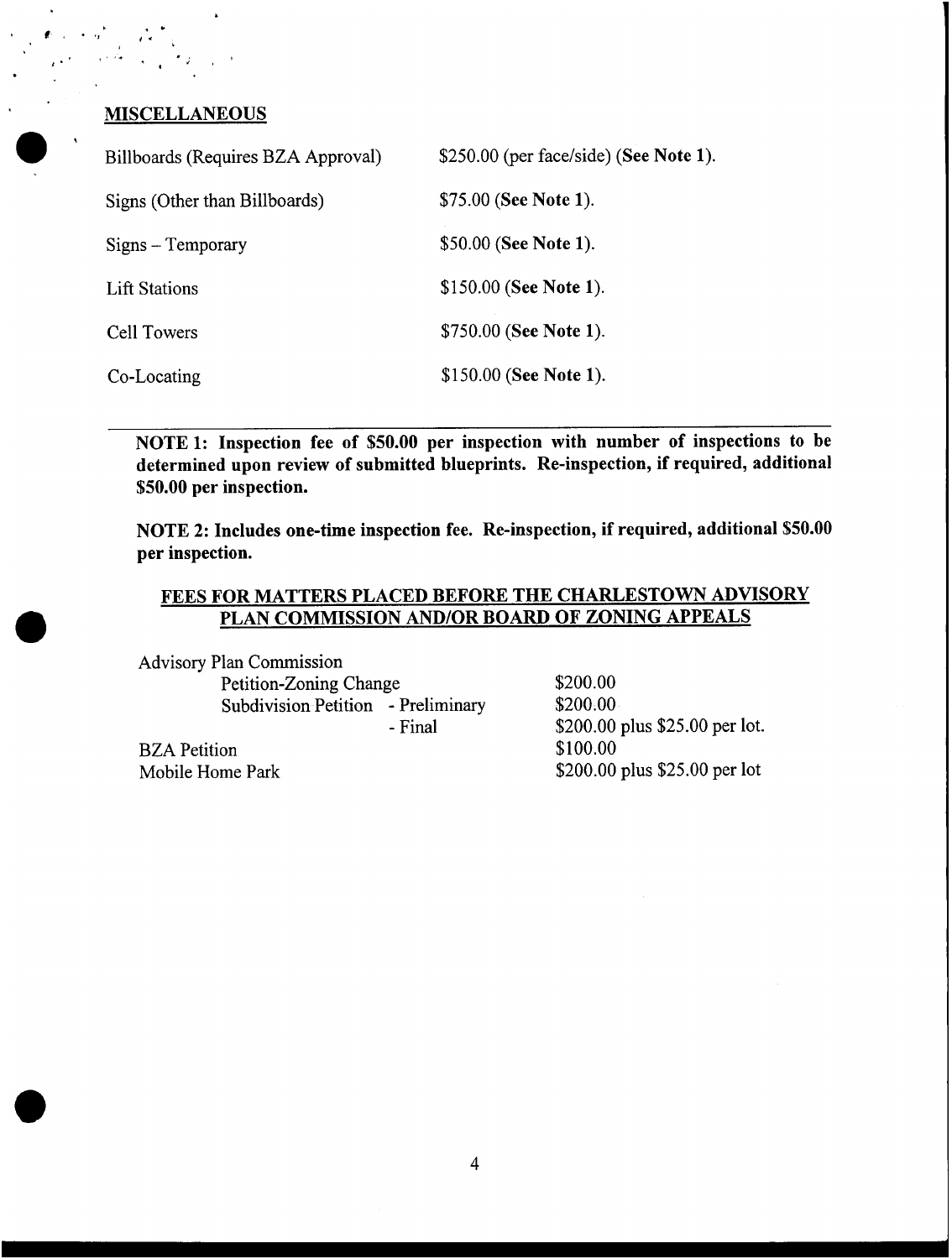## MISCELLANEOUS

| | |
|---|---|
| Billboards (Requires BZA Approval) | \$250.00 (per face/side) (**See Note 1**). |
| Signs (Other than Billboards) | \$75.00 (**See Note 1**). |
| Signs – Temporary | \$50.00 (**See Note 1**). |
| Lift Stations | \$150.00 (**See Note 1**). |
| Cell Towers | \$750.00 (**See Note 1**). |
| Co-Locating | \$150.00 (**See Note 1**). |

---

**NOTE 1: Inspection fee of \$50.00 per inspection with number of inspections to be determined upon review of submitted blueprints. Re-inspection, if required, additional \$50.00 per inspection.**

**NOTE 2: Includes one-time inspection fee. Re-inspection, if required, additional \$50.00 per inspection.**

## FEES FOR MATTERS PLACED BEFORE THE CHARLESTOWN ADVISORY PLAN COMMISSION AND/OR BOARD OF ZONING APPEALS

| | |
|---|---|
| Advisory Plan Commission | |
| Petition-Zoning Change | \$200.00 |
| Subdivision Petition - Preliminary | \$200.00 |
| - Final | \$200.00 plus \$25.00 per lot. |
| BZA Petition | \$100.00 |
| Mobile Home Park | \$200.00 plus \$25.00 per lot |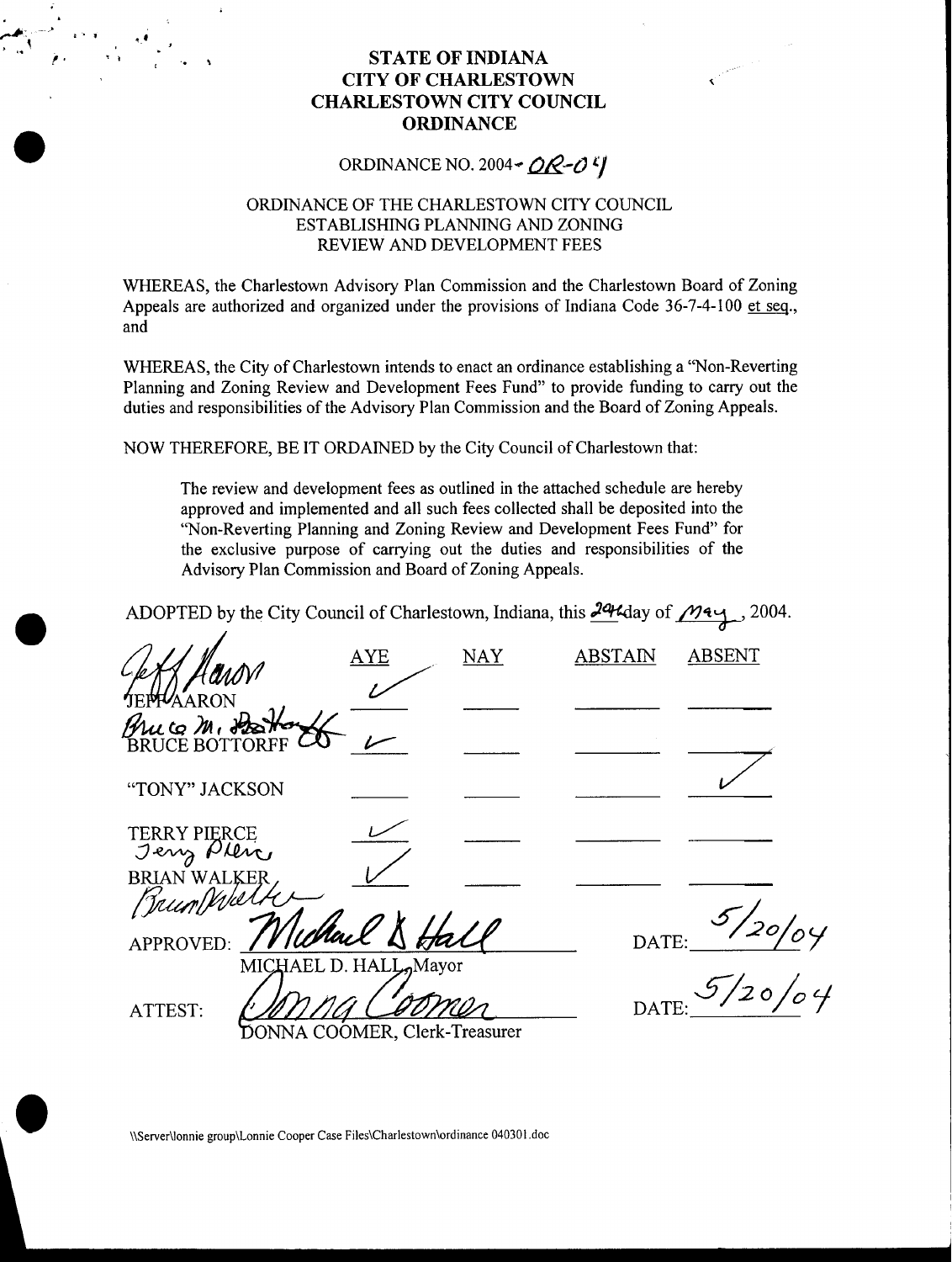**STATE OF INDIANA**
**CITY OF CHARLESTOWN**
**CHARLESTOWN CITY COUNCIL**
**ORDINANCE**

ORDINANCE NO. 2004- OR-04

ORDINANCE OF THE CHARLESTOWN CITY COUNCIL
ESTABLISHING PLANNING AND ZONING
REVIEW AND DEVELOPMENT FEES

WHEREAS, the Charlestown Advisory Plan Commission and the Charlestown Board of Zoning Appeals are authorized and organized under the provisions of Indiana Code 36-7-4-100 et seq., and

WHEREAS, the City of Charlestown intends to enact an ordinance establishing a "Non-Reverting Planning and Zoning Review and Development Fees Fund" to provide funding to carry out the duties and responsibilities of the Advisory Plan Commission and the Board of Zoning Appeals.

NOW THEREFORE, BE IT ORDAINED by the City Council of Charlestown that:

> The review and development fees as outlined in the attached schedule are hereby approved and implemented and all such fees collected shall be deposited into the "Non-Reverting Planning and Zoning Review and Development Fees Fund" for the exclusive purpose of carrying out the duties and responsibilities of the Advisory Plan Commission and Board of Zoning Appeals.

ADOPTED by the City Council of Charlestown, Indiana, this 24th day of May, 2004.

| | AYE | NAY | ABSTAIN | ABSENT |
|---|---|---|---|---|
| Jeff Aaron<br>JEFF AARON | ✓ | | | |
| Bruce M. Bottorff<br>BRUCE BOTTORFF | ✓ | | | |
| "TONY" JACKSON | | | | ✓ |
| TERRY PIERCE<br>Jerry Pierce | ✓ | | | |
| BRIAN WALKER<br>Brian Walker | ✓ | | | |

APPROVED: Michael D. Hall
MICHAEL D. HALL, Mayor
DATE: 5/20/04

ATTEST: Donna Coomer
DONNA COOMER, Clerk-Treasurer
DATE: 5/20/04

\\Server\lonnie group\Lonnie Cooper Case Files\Charlestown\ordinance 040301.doc